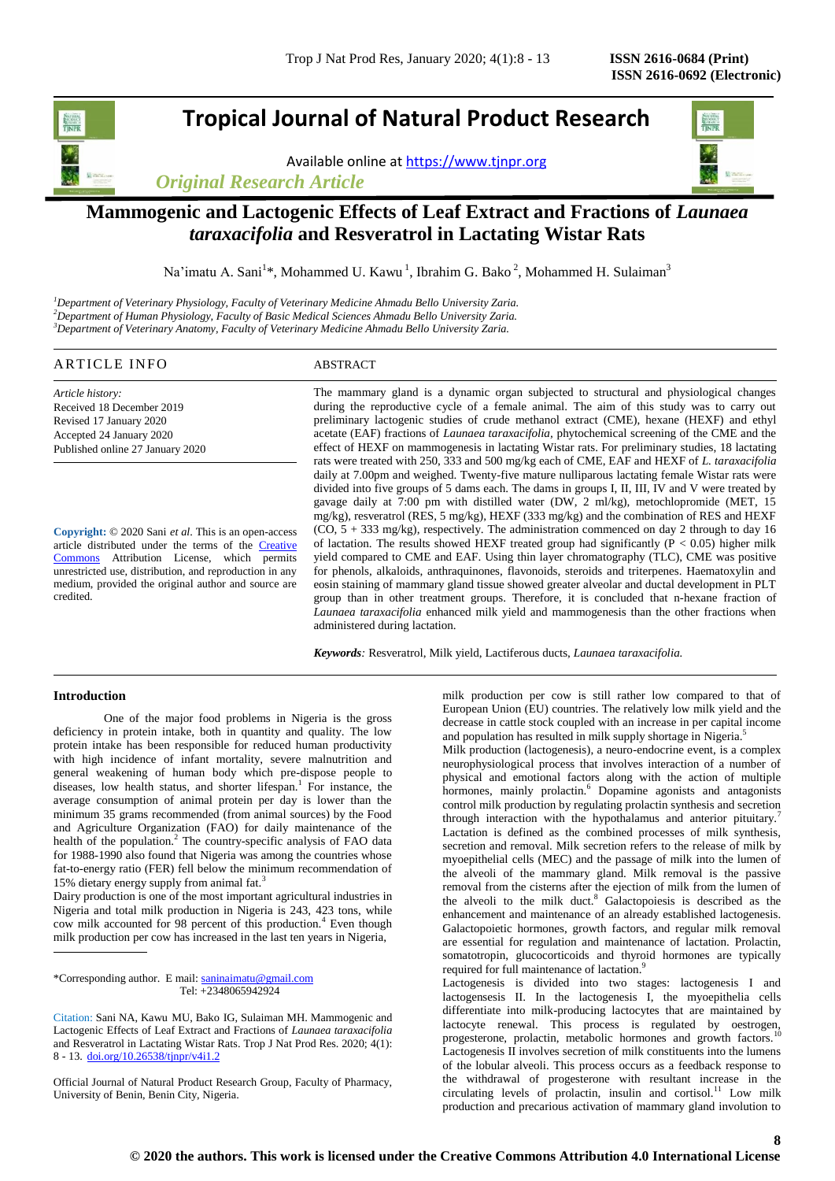# Tropical Journal of Natural Product Research

Available online at https://www.tjnpr.org

*Original Research Article*

## Mammogenic and Lactogenic Effects of Leaf Extract and Fractions of *Launaea taraxacifolia* and Resveratrol in Lactating Wistar Rats

Na'imatu A. Sani[1]*, Mohammed U. Kawu[1], Ibrahim G. Bako[2], Mohammed H. Sulaiman[3]

[1]*Department of Veterinary Physiology, Faculty of Veterinary Medicine Ahmadu Bello University Zaria.*
[2]*Department of Human Physiology, Faculty of Basic Medical Sciences Ahmadu Bello University Zaria.*
[3]*Department of Veterinary Anatomy, Faculty of Veterinary Medicine Ahmadu Bello University Zaria.*

### ARTICLE INFO

*Article history:*
Received 18 December 2019
Revised 17 January 2020
Accepted 24 January 2020
Published online 27 January 2020

**Copyright:** © 2020 Sani *et al*. This is an open-access article distributed under the terms of the Creative Commons Attribution License, which permits unrestricted use, distribution, and reproduction in any medium, provided the original author and source are credited.

### ABSTRACT

The mammary gland is a dynamic organ subjected to structural and physiological changes during the reproductive cycle of a female animal. The aim of this study was to carry out preliminary lactogenic studies of crude methanol extract (CME), hexane (HEXF) and ethyl acetate (EAF) fractions of *Launaea taraxacifolia,* phytochemical screening of the CME and the effect of HEXF on mammogenesis in lactating Wistar rats. For preliminary studies, 18 lactating rats were treated with 250, 333 and 500 mg/kg each of CME, EAF and HEXF of *L. taraxacifolia* daily at 7.00pm and weighed. Twenty-five mature nulliparous lactating female Wistar rats were divided into five groups of 5 dams each. The dams in groups I, II, III, IV and V were treated by gavage daily at 7:00 pm with distilled water (DW, 2 ml/kg), metochlopromide (MET, 15 mg/kg), resveratrol (RES, 5 mg/kg), HEXF (333 mg/kg) and the combination of RES and HEXF (CO, 5 + 333 mg/kg), respectively. The administration commenced on day 2 through to day 16 of lactation. The results showed HEXF treated group had significantly ($P < 0.05$) higher milk yield compared to CME and EAF. Using thin layer chromatography (TLC), CME was positive for phenols, alkaloids, anthraquinones, flavonoids, steroids and triterpenes. Haematoxylin and eosin staining of mammary gland tissue showed greater alveolar and ductal development in PLT group than in other treatment groups. Therefore, it is concluded that n-hexane fraction of *Launaea taraxacifolia* enhanced milk yield and mammogenesis than the other fractions when administered during lactation.

***Keywords****:* Resveratrol, Milk yield, Lactiferous ducts, *Launaea taraxacifolia.*

## Introduction

One of the major food problems in Nigeria is the gross deficiency in protein intake, both in quantity and quality. The low protein intake has been responsible for reduced human productivity with high incidence of infant mortality, severe malnutrition and general weakening of human body which pre-dispose people to diseases, low health status, and shorter lifespan.[1] For instance, the average consumption of animal protein per day is lower than the minimum 35 grams recommended (from animal sources) by the Food and Agriculture Organization (FAO) for daily maintenance of the health of the population.[2] The country-specific analysis of FAO data for 1988-1990 also found that Nigeria was among the countries whose fat-to-energy ratio (FER) fell below the minimum recommendation of 15% dietary energy supply from animal fat.[3]

Dairy production is one of the most important agricultural industries in Nigeria and total milk production in Nigeria is 243, 423 tons, while cow milk accounted for 98 percent of this production.[4] Even though milk production per cow has increased in the last ten years in Nigeria, milk production per cow is still rather low compared to that of European Union (EU) countries. The relatively low milk yield and the decrease in cattle stock coupled with an increase in per capital income and population has resulted in milk supply shortage in Nigeria.[5]

Milk production (lactogenesis), a neuro-endocrine event, is a complex neurophysiological process that involves interaction of a number of physical and emotional factors along with the action of multiple hormones, mainly prolactin.[6] Dopamine agonists and antagonists control milk production by regulating prolactin synthesis and secretion through interaction with the hypothalamus and anterior pituitary.[7] Lactation is defined as the combined processes of milk synthesis, secretion and removal. Milk secretion refers to the release of milk by myoepithelial cells (MEC) and the passage of milk into the lumen of the alveoli of the mammary gland. Milk removal is the passive removal from the cisterns after the ejection of milk from the lumen of the alveoli to the milk duct.[8] Galactopoiesis is described as the enhancement and maintenance of an already established lactogenesis. Galactopoietic hormones, growth factors, and regular milk removal are essential for regulation and maintenance of lactation. Prolactin, somatotropin, glucocorticoids and thyroid hormones are typically required for full maintenance of lactation.[9]

Lactogenesis is divided into two stages: lactogenesis I and lactogenesis II. In the lactogenesis I, the myoepithelia cells differentiate into milk-producing lactocytes that are maintained by lactocyte renewal. This process is regulated by oestrogen, progesterone, prolactin, metabolic hormones and growth factors.[10] Lactogenesis II involves secretion of milk constituents into the lumens of the lobular alveoli. This process occurs as a feedback response to the withdrawal of progesterone with resultant increase in the circulating levels of prolactin, insulin and cortisol.[11] Low milk production and precarious activation of mammary gland involution to

---

*Corresponding author. E mail: saninaimatu@gmail.com
Tel: +2348065942924

Citation: Sani NA, Kawu MU, Bako IG, Sulaiman MH. Mammogenic and Lactogenic Effects of Leaf Extract and Fractions of *Launaea taraxacifolia* and Resveratrol in Lactating Wistar Rats. Trop J Nat Prod Res. 2020; 4(1): 8 - 13. doi.org/10.26538/tjnpr/v4i1.2

Official Journal of Natural Product Research Group, Faculty of Pharmacy, University of Benin, Benin City, Nigeria.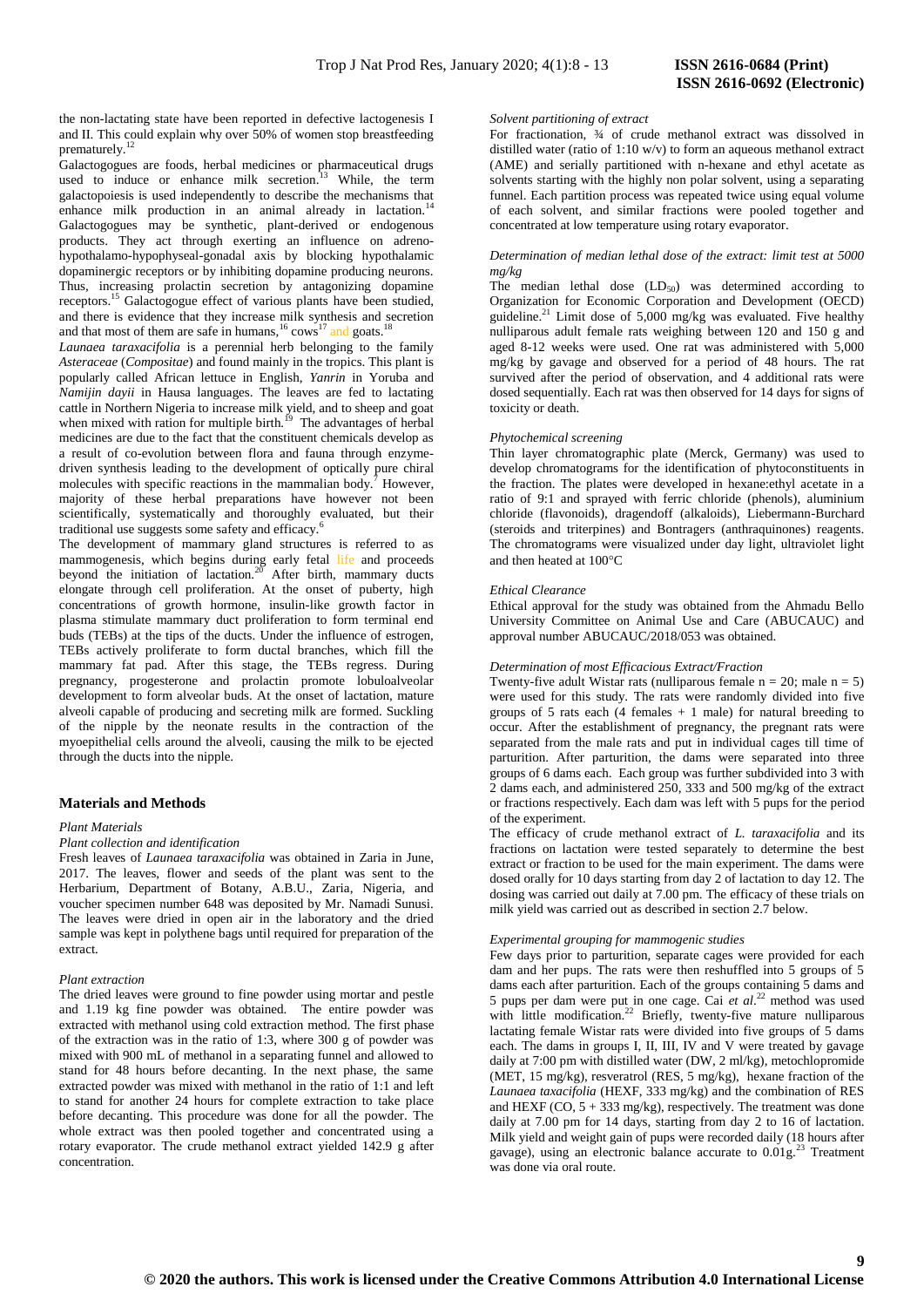the non-lactating state have been reported in defective lactogenesis I and II. This could explain why over 50% of women stop breastfeeding prematurely.[12]

Galactogogues are foods, herbal medicines or pharmaceutical drugs used to induce or enhance milk secretion.[13] While, the term galactopoiesis is used independently to describe the mechanisms that enhance milk production in an animal already in lactation.[14] Galactogogues may be synthetic, plant-derived or endogenous products. They act through exerting an influence on adreno-hypothalamo-hypophyseal-gonadal axis by blocking hypothalamic dopaminergic receptors or by inhibiting dopamine producing neurons. Thus, increasing prolactin secretion by antagonizing dopamine receptors.[15] Galactogogue effect of various plants have been studied, and there is evidence that they increase milk synthesis and secretion and that most of them are safe in humans,[16] cows[17] and goats.[18]

*Launaea taraxacifolia* is a perennial herb belonging to the family *Asteraceae* (*Compositae*) and found mainly in the tropics. This plant is popularly called African lettuce in English, *Yanrin* in Yoruba and *Namijin dayii* in Hausa languages. The leaves are fed to lactating cattle in Northern Nigeria to increase milk yield, and to sheep and goat when mixed with ration for multiple birth.[19] The advantages of herbal medicines are due to the fact that the constituent chemicals develop as a result of co-evolution between flora and fauna through enzyme-driven synthesis leading to the development of optically pure chiral molecules with specific reactions in the mammalian body.[7] However, majority of these herbal preparations have however not been scientifically, systematically and thoroughly evaluated, but their traditional use suggests some safety and efficacy.[6]

The development of mammary gland structures is referred to as mammogenesis, which begins during early fetal life and proceeds beyond the initiation of lactation.[20] After birth, mammary ducts elongate through cell proliferation. At the onset of puberty, high concentrations of growth hormone, insulin-like growth factor in plasma stimulate mammary duct proliferation to form terminal end buds (TEBs) at the tips of the ducts. Under the influence of estrogen, TEBs actively proliferate to form ductal branches, which fill the mammary fat pad. After this stage, the TEBs regress. During pregnancy, progesterone and prolactin promote lobuloalveolar development to form alveolar buds. At the onset of lactation, mature alveoli capable of producing and secreting milk are formed. Suckling of the nipple by the neonate results in the contraction of the myoepithelial cells around the alveoli, causing the milk to be ejected through the ducts into the nipple.

## Materials and Methods

### Plant Materials

*Plant collection and identification*

Fresh leaves of *Launaea taraxacifolia* was obtained in Zaria in June, 2017. The leaves, flower and seeds of the plant was sent to the Herbarium, Department of Botany, A.B.U., Zaria, Nigeria, and voucher specimen number 648 was deposited by Mr. Namadi Sunusi. The leaves were dried in open air in the laboratory and the dried sample was kept in polythene bags until required for preparation of the extract.

*Plant extraction*

The dried leaves were ground to fine powder using mortar and pestle and 1.19 kg fine powder was obtained. The entire powder was extracted with methanol using cold extraction method. The first phase of the extraction was in the ratio of 1:3, where 300 g of powder was mixed with 900 mL of methanol in a separating funnel and allowed to stand for 48 hours before decanting. In the next phase, the same extracted powder was mixed with methanol in the ratio of 1:1 and left to stand for another 24 hours for complete extraction to take place before decanting. This procedure was done for all the powder. The whole extract was then pooled together and concentrated using a rotary evaporator. The crude methanol extract yielded 142.9 g after concentration.

*Solvent partitioning of extract*

For fractionation, ¾ of crude methanol extract was dissolved in distilled water (ratio of 1:10 w/v) to form an aqueous methanol extract (AME) and serially partitioned with n-hexane and ethyl acetate as solvents starting with the highly non polar solvent, using a separating funnel. Each partition process was repeated twice using equal volume of each solvent, and similar fractions were pooled together and concentrated at low temperature using rotary evaporator.

*Determination of median lethal dose of the extract: limit test at 5000 mg/kg*

The median lethal dose ($LD_{50}$) was determined according to Organization for Economic Corporation and Development (OECD) guideline.[21] Limit dose of 5,000 mg/kg was evaluated. Five healthy nulliparous adult female rats weighing between 120 and 150 g and aged 8-12 weeks were used. One rat was administered with 5,000 mg/kg by gavage and observed for a period of 48 hours. The rat survived after the period of observation, and 4 additional rats were dosed sequentially. Each rat was then observed for 14 days for signs of toxicity or death.

*Phytochemical screening*

Thin layer chromatographic plate (Merck, Germany) was used to develop chromatograms for the identification of phytoconstituents in the fraction. The plates were developed in hexane:ethyl acetate in a ratio of 9:1 and sprayed with ferric chloride (phenols), aluminium chloride (flavonoids), dragendoff (alkaloids), Liebermann-Burchard (steroids and triterpines) and Bontragers (anthraquinones) reagents. The chromatograms were visualized under day light, ultraviolet light and then heated at 100°C

*Ethical Clearance*

Ethical approval for the study was obtained from the Ahmadu Bello University Committee on Animal Use and Care (ABUCAUC) and approval number ABUCAUC/2018/053 was obtained.

*Determination of most Efficacious Extract/Fraction*

Twenty-five adult Wistar rats (nulliparous female n = 20; male n = 5) were used for this study. The rats were randomly divided into five groups of 5 rats each (4 females + 1 male) for natural breeding to occur. After the establishment of pregnancy, the pregnant rats were separated from the male rats and put in individual cages till time of parturition. After parturition, the dams were separated into three groups of 6 dams each. Each group was further subdivided into 3 with 2 dams each, and administered 250, 333 and 500 mg/kg of the extract or fractions respectively. Each dam was left with 5 pups for the period of the experiment.

The efficacy of crude methanol extract of *L. taraxacifolia* and its fractions on lactation were tested separately to determine the best extract or fraction to be used for the main experiment. The dams were dosed orally for 10 days starting from day 2 of lactation to day 12. The dosing was carried out daily at 7.00 pm. The efficacy of these trials on milk yield was carried out as described in section 2.7 below.

*Experimental grouping for mammogenic studies*

Few days prior to parturition, separate cages were provided for each dam and her pups. The rats were then reshuffled into 5 groups of 5 dams each after parturition. Each of the groups containing 5 dams and 5 pups per dam were put in one cage. Cai *et al*.[22] method was used with little modification.[22] Briefly, twenty-five mature nulliparous lactating female Wistar rats were divided into five groups of 5 dams each. The dams in groups I, II, III, IV and V were treated by gavage daily at 7:00 pm with distilled water (DW, 2 ml/kg), metochlopromide (MET, 15 mg/kg), resveratrol (RES, 5 mg/kg), hexane fraction of the *Launaea taxacifolia* (HEXF, 333 mg/kg) and the combination of RES and HEXF (CO, 5 + 333 mg/kg), respectively. The treatment was done daily at 7.00 pm for 14 days, starting from day 2 to 16 of lactation. Milk yield and weight gain of pups were recorded daily (18 hours after gavage), using an electronic balance accurate to 0.01g.[23] Treatment was done via oral route.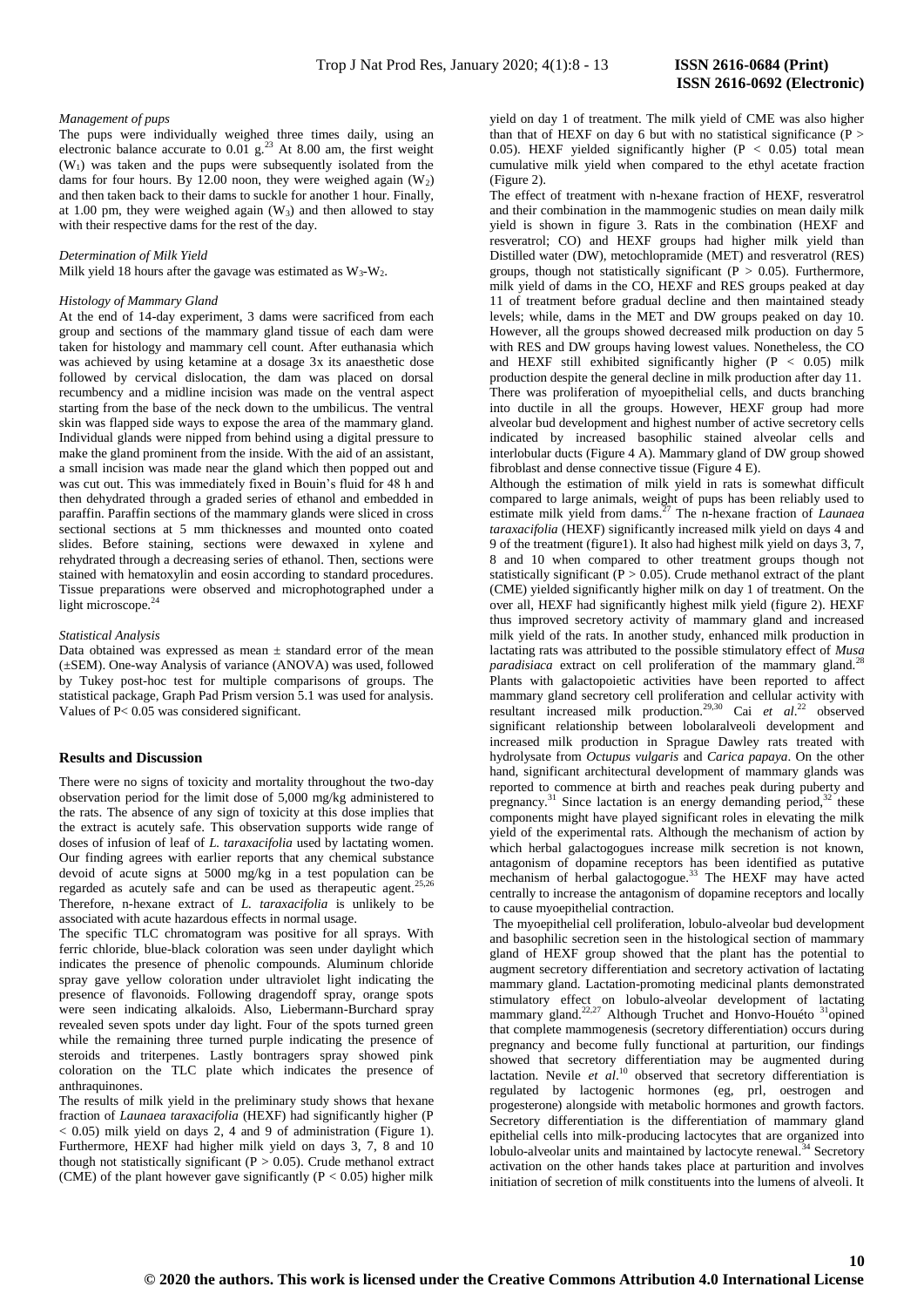*Management of pups*

The pups were individually weighed three times daily, using an electronic balance accurate to 0.01 g.[23] At 8.00 am, the first weight ($W_1$) was taken and the pups were subsequently isolated from the dams for four hours. By 12.00 noon, they were weighed again ($W_2$) and then taken back to their dams to suckle for another 1 hour. Finally, at 1.00 pm, they were weighed again ($W_3$) and then allowed to stay with their respective dams for the rest of the day.

*Determination of Milk Yield*

Milk yield 18 hours after the gavage was estimated as $W_3$-$W_2$.

*Histology of Mammary Gland*

At the end of 14-day experiment, 3 dams were sacrificed from each group and sections of the mammary gland tissue of each dam were taken for histology and mammary cell count. After euthanasia which was achieved by using ketamine at a dosage 3x its anaesthetic dose followed by cervical dislocation, the dam was placed on dorsal recumbency and a midline incision was made on the ventral aspect starting from the base of the neck down to the umbilicus. The ventral skin was flapped side ways to expose the area of the mammary gland. Individual glands were nipped from behind using a digital pressure to make the gland prominent from the inside. With the aid of an assistant, a small incision was made near the gland which then popped out and was cut out. This was immediately fixed in Bouin's fluid for 48 h and then dehydrated through a graded series of ethanol and embedded in paraffin. Paraffin sections of the mammary glands were sliced in cross sectional sections at 5 mm thicknesses and mounted onto coated slides. Before staining, sections were dewaxed in xylene and rehydrated through a decreasing series of ethanol. Then, sections were stained with hematoxylin and eosin according to standard procedures. Tissue preparations were observed and microphotographed under a light microscope.[24]

*Statistical Analysis*

Data obtained was expressed as mean ± standard error of the mean (±SEM). One-way Analysis of variance (ANOVA) was used, followed by Tukey post-hoc test for multiple comparisons of groups. The statistical package, Graph Pad Prism version 5.1 was used for analysis. Values of P< 0.05 was considered significant.

## Results and Discussion

There were no signs of toxicity and mortality throughout the two-day observation period for the limit dose of 5,000 mg/kg administered to the rats. The absence of any sign of toxicity at this dose implies that the extract is acutely safe. This observation supports wide range of doses of infusion of leaf of *L. taraxacifolia* used by lactating women. Our finding agrees with earlier reports that any chemical substance devoid of acute signs at 5000 mg/kg in a test population can be regarded as acutely safe and can be used as therapeutic agent.[25,26] Therefore, n-hexane extract of *L. taraxacifolia* is unlikely to be associated with acute hazardous effects in normal usage.

The specific TLC chromatogram was positive for all sprays. With ferric chloride, blue-black coloration was seen under daylight which indicates the presence of phenolic compounds. Aluminum chloride spray gave yellow coloration under ultraviolet light indicating the presence of flavonoids. Following dragendoff spray, orange spots were seen indicating alkaloids. Also, Liebermann-Burchard spray revealed seven spots under day light. Four of the spots turned green while the remaining three turned purple indicating the presence of steroids and triterpenes. Lastly bontragers spray showed pink coloration on the TLC plate which indicates the presence of anthraquinones.

The results of milk yield in the preliminary study shows that hexane fraction of *Launaea taraxacifolia* (HEXF) had significantly higher ($P < 0.05$) milk yield on days 2, 4 and 9 of administration (Figure 1). Furthermore, HEXF had higher milk yield on days 3, 7, 8 and 10 though not statistically significant ($P > 0.05$). Crude methanol extract (CME) of the plant however gave significantly ($P < 0.05$) higher milk yield on day 1 of treatment. The milk yield of CME was also higher than that of HEXF on day 6 but with no statistical significance ($P > 0.05$). HEXF yielded significantly higher ($P < 0.05$) total mean cumulative milk yield when compared to the ethyl acetate fraction (Figure 2).

The effect of treatment with n-hexane fraction of HEXF, resveratrol and their combination in the mammogenic studies on mean daily milk yield is shown in figure 3. Rats in the combination (HEXF and resveratrol; CO) and HEXF groups had higher milk yield than Distilled water (DW), metochlopramide (MET) and resveratrol (RES) groups, though not statistically significant ($P > 0.05$). Furthermore, milk yield of dams in the CO, HEXF and RES groups peaked at day 11 of treatment before gradual decline and then maintained steady levels; while, dams in the MET and DW groups peaked on day 10. However, all the groups showed decreased milk production on day 5 with RES and DW groups having lowest values. Nonetheless, the CO and HEXF still exhibited significantly higher ($P < 0.05$) milk production despite the general decline in milk production after day 11.

There was proliferation of myoepithelial cells, and ducts branching into ductile in all the groups. However, HEXF group had more alveolar bud development and highest number of active secretory cells indicated by increased basophilic stained alveolar cells and interlobular ducts (Figure 4 A). Mammary gland of DW group showed fibroblast and dense connective tissue (Figure 4 E).

Although the estimation of milk yield in rats is somewhat difficult compared to large animals, weight of pups has been reliably used to estimate milk yield from dams.[27] The n-hexane fraction of *Launaea taraxacifolia* (HEXF) significantly increased milk yield on days 4 and 9 of the treatment (figure1). It also had highest milk yield on days 3, 7, 8 and 10 when compared to other treatment groups though not statistically significant ($P > 0.05$). Crude methanol extract of the plant (CME) yielded significantly higher milk on day 1 of treatment. On the over all, HEXF had significantly highest milk yield (figure 2). HEXF thus improved secretory activity of mammary gland and increased milk yield of the rats. In another study, enhanced milk production in lactating rats was attributed to the possible stimulatory effect of *Musa paradisiaca* extract on cell proliferation of the mammary gland.[28] Plants with galactopoietic activities have been reported to affect mammary gland secretory cell proliferation and cellular activity with resultant increased milk production.[29,30] Cai *et al*.[22] observed significant relationship between lobolaralveoli development and increased milk production in Sprague Dawley rats treated with hydrolysate from *Octupus vulgaris* and *Carica papaya*. On the other hand, significant architectural development of mammary glands was reported to commence at birth and reaches peak during puberty and pregnancy.[31] Since lactation is an energy demanding period,[32] these components might have played significant roles in elevating the milk yield of the experimental rats. Although the mechanism of action by which herbal galactogogues increase milk secretion is not known, antagonism of dopamine receptors has been identified as putative mechanism of herbal galactogogue.[33] The HEXF may have acted centrally to increase the antagonism of dopamine receptors and locally to cause myoepithelial contraction.

The myoepithelial cell proliferation, lobulo-alveolar bud development and basophilic secretion seen in the histological section of mammary gland of HEXF group showed that the plant has the potential to augment secretory differentiation and secretory activation of lactating mammary gland. Lactation-promoting medicinal plants demonstrated stimulatory effect on lobulo-alveolar development of lactating mammary gland.[22,27] Although Truchet and Honvo-Houéto [31]opined that complete mammogenesis (secretory differentiation) occurs during pregnancy and become fully functional at parturition, our findings showed that secretory differentiation may be augmented during lactation. Nevile *et al*.[10] observed that secretory differentiation is regulated by lactogenic hormones (eg, prl, oestrogen and progesterone) alongside with metabolic hormones and growth factors. Secretory differentiation is the differentiation of mammary gland epithelial cells into milk-producing lactocytes that are organized into lobulo-alveolar units and maintained by lactocyte renewal.[34] Secretory activation on the other hands takes place at parturition and involves initiation of secretion of milk constituents into the lumens of alveoli. It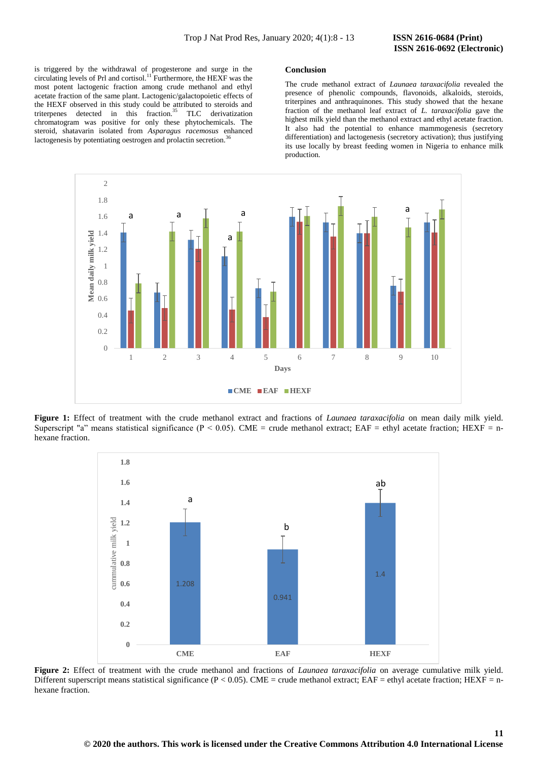is triggered by the withdrawal of progesterone and surge in the circulating levels of Prl and cortisol.[11] Furthermore, the HEXF was the most potent lactogenic fraction among crude methanol and ethyl acetate fraction of the same plant. Lactogenic/galactopoietic effects of the HEXF observed in this study could be attributed to steroids and triterpenes detected in this fraction.[35] TLC derivatization chromatogram was positive for only these phytochemicals. The steroid, shatavarin isolated from *Asparagus racemosus* enhanced lactogenesis by potentiating oestrogen and prolactin secretion.[36]

## Conclusion

The crude methanol extract of *Launaea taraxacifolia* revealed the presence of phenolic compounds, flavonoids, alkaloids, steroids, triterpines and anthraquinones. This study showed that the hexane fraction of the methanol leaf extract of *L. taraxacifolia* gave the highest milk yield than the methanol extract and ethyl acetate fraction. It also had the potential to enhance mammogenesis (secretory differentiation) and lactogenesis (secretory activation); thus justifying its use locally by breast feeding women in Nigeria to enhance milk production.

**Figure 1:** Effect of treatment with the crude methanol extract and fractions of *Launaea taraxacifolia* on mean daily milk yield. Superscript "a" means statistical significance ($P < 0.05$). CME = crude methanol extract; EAF = ethyl acetate fraction; HEXF = n-hexane fraction.

**Figure 2:** Effect of treatment with the crude methanol extract and fractions of *Launaea taraxacifolia* on average cumulative milk yield. Different superscript means statistical significance ($P < 0.05$). CME = crude methanol extract; EAF = ethyl acetate fraction; HEXF = n-hexane fraction.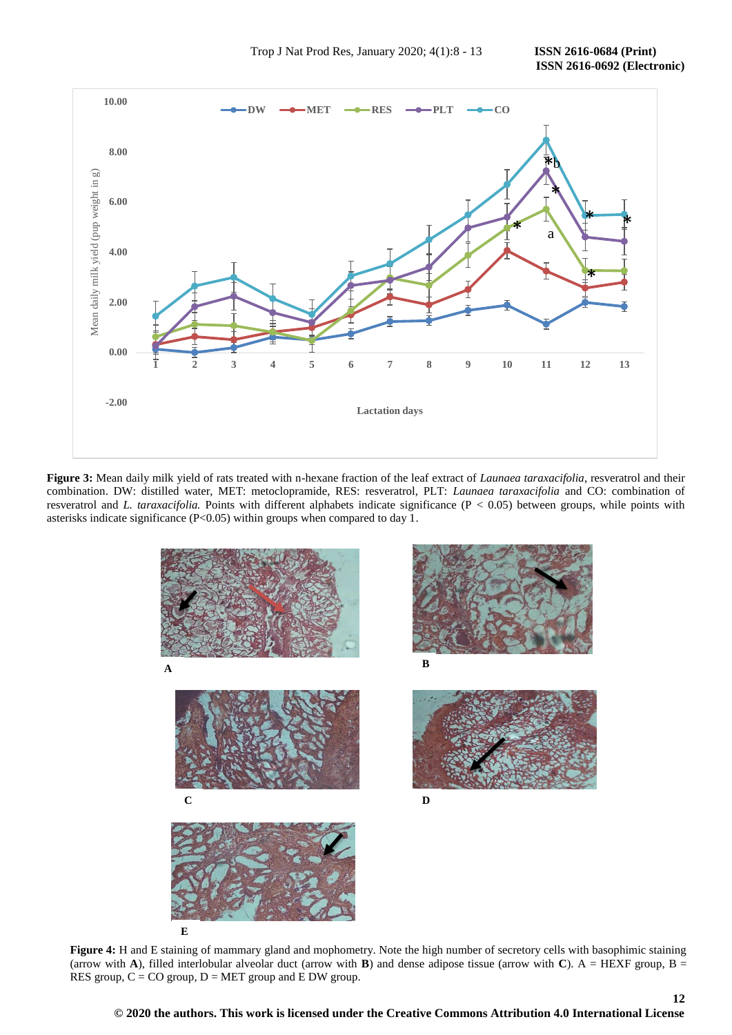**Figure 3:** Mean daily milk yield of rats treated with n-hexane fraction of the leaf extract of *Launaea taraxacifolia*, resveratrol and their combination. DW: distilled water, MET: metoclopramide, RES: resveratrol, PLT: *Launaea taraxacifolia* and CO: combination of resveratrol and *L. taraxacifolia.* Points with different alphabets indicate significance (P < 0.05) between groups, while points with asterisks indicate significance (P<0.05) within groups when compared to day 1.

**Figure 4:** H and E staining of mammary gland and mophometry. Note the high number of secretory cells with basophimic staining (arrow with **A**), filled interlobular alveolar duct (arrow with **B**) and dense adipose tissue (arrow with **C**). A = HEXF group, B = RES group, C = CO group, D = MET group and E DW group.

© 2020 the authors. This work is licensed under the Creative Commons Attribution 4.0 International License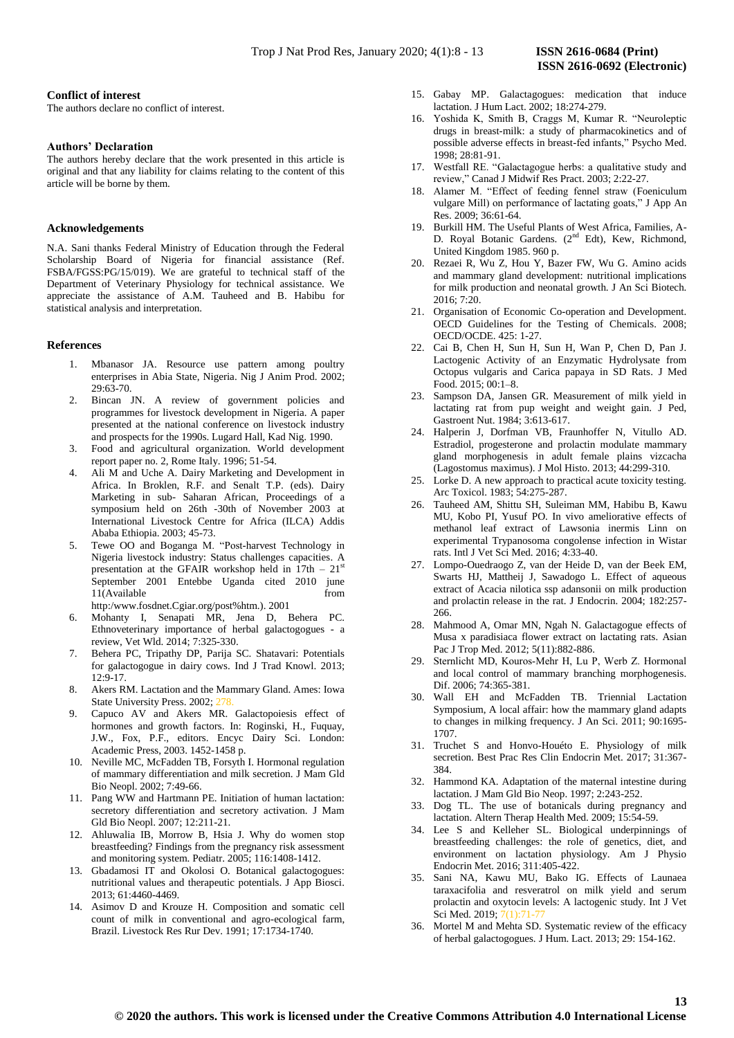## Conflict of interest

The authors declare no conflict of interest.

## Authors' Declaration

The authors hereby declare that the work presented in this article is original and that any liability for claims relating to the content of this article will be borne by them.

## Acknowledgements

N.A. Sani thanks Federal Ministry of Education through the Federal Scholarship Board of Nigeria for financial assistance (Ref. FSBA/FGSS:PG/15/019). We are grateful to technical staff of the Department of Veterinary Physiology for technical assistance. We appreciate the assistance of A.M. Tauheed and B. Habibu for statistical analysis and interpretation.

## References

1. Mbanasor JA. Resource use pattern among poultry enterprises in Abia State, Nigeria. Nig J Anim Prod. 2002; 29:63-70.
2. Bincan JN. A review of government policies and programmes for livestock development in Nigeria. A paper presented at the national conference on livestock industry and prospects for the 1990s. Lugard Hall, Kad Nig. 1990.
3. Food and agricultural organization. World development report paper no. 2, Rome Italy. 1996; 51-54.
4. Ali M and Uche A. Dairy Marketing and Development in Africa. In Broklen, R.F. and Senalt T.P. (eds). Dairy Marketing in sub- Saharan African, Proceedings of a symposium held on 26th -30th of November 2003 at International Livestock Centre for Africa (ILCA) Addis Ababa Ethiopia. 2003; 45-73.
5. Tewe OO and Boganga M. "Post-harvest Technology in Nigeria livestock industry: Status challenges capacities. A presentation at the GFAIR workshop held in 17th – 21st September 2001 Entebbe Uganda cited 2010 june 11(Available from http:/www.fosdnet.Cgiar.org/post%htm.). 2001
6. Mohanty I, Senapati MR, Jena D, Behera PC. Ethnoveterinary importance of herbal galactogogues - a review, Vet Wld. 2014; 7:325-330.
7. Behera PC, Tripathy DP, Parija SC. Shatavari: Potentials for galactogogue in dairy cows. Ind J Trad Knowl. 2013; 12:9-17.
8. Akers RM. Lactation and the Mammary Gland. Ames: Iowa State University Press. 2002; 278.
9. Capuco AV and Akers MR. Galactopoiesis effect of hormones and growth factors. In: Roginski, H., Fuquay, J.W., Fox, P.F., editors. Encyc Dairy Sci. London: Academic Press, 2003. 1452-1458 p.
10. Neville MC, McFadden TB, Forsyth I. Hormonal regulation of mammary differentiation and milk secretion. J Mam Gld Bio Neopl. 2002; 7:49-66.
11. Pang WW and Hartmann PE. Initiation of human lactation: secretory differentiation and secretory activation. J Mam Gld Bio Neopl. 2007; 12:211-21.
12. Ahluwalia IB, Morrow B, Hsia J. Why do women stop breastfeeding? Findings from the pregnancy risk assessment and monitoring system. Pediatr. 2005; 116:1408-1412.
13. Gbadamosi IT and Okolosi O. Botanical galactogogues: nutritional values and therapeutic potentials. J App Biosci. 2013; 61:4460-4469.
14. Asimov D and Krouze H. Composition and somatic cell count of milk in conventional and agro-ecological farm, Brazil. Livestock Res Rur Dev. 1991; 17:1734-1740.
15. Gabay MP. Galactagogues: medication that induce lactation. J Hum Lact. 2002; 18:274-279.
16. Yoshida K, Smith B, Craggs M, Kumar R. "Neuroleptic drugs in breast-milk: a study of pharmacokinetics and of possible adverse effects in breast-fed infants," Psycho Med. 1998; 28:81-91.
17. Westfall RE. "Galactagogue herbs: a qualitative study and review," Canad J Midwif Res Pract. 2003; 2:22-27.
18. Alamer M. "Effect of feeding fennel straw (Foeniculum vulgare Mill) on performance of lactating goats," J App An Res. 2009; 36:61-64.
19. Burkill HM. The Useful Plants of West Africa, Families, A-D. Royal Botanic Gardens. (2nd Edt), Kew, Richmond, United Kingdom 1985. 960 p.
20. Rezaei R, Wu Z, Hou Y, Bazer FW, Wu G. Amino acids and mammary gland development: nutritional implications for milk production and neonatal growth. J An Sci Biotech. 2016; 7:20.
21. Organisation of Economic Co-operation and Development. OECD Guidelines for the Testing of Chemicals. 2008; OECD/OCDE. 425: 1-27.
22. Cai B, Chen H, Sun H, Sun H, Wan P, Chen D, Pan J. Lactogenic Activity of an Enzymatic Hydrolysate from Octopus vulgaris and Carica papaya in SD Rats. J Med Food. 2015; 00:1–8.
23. Sampson DA, Jansen GR. Measurement of milk yield in lactating rat from pup weight and weight gain. J Ped, Gastroent Nut. 1984; 3:613-617.
24. Halperin J, Dorfman VB, Fraunhoffer N, Vitullo AD. Estradiol, progesterone and prolactin modulate mammary gland morphogenesis in adult female plains vizcacha (Lagostomus maximus). J Mol Histo. 2013; 44:299-310.
25. Lorke D. A new approach to practical acute toxicity testing. Arc Toxicol. 1983; 54:275-287.
26. Tauheed AM, Shittu SH, Suleiman MM, Habibu B, Kawu MU, Kobo PI, Yusuf PO. In vivo ameliorative effects of methanol leaf extract of Lawsonia inermis Linn on experimental Trypanosoma congolense infection in Wistar rats. Intl J Vet Sci Med. 2016; 4:33-40.
27. Lompo-Ouedraogo Z, van der Heide D, van der Beek EM, Swarts HJ, Mattheij J, Sawadogo L. Effect of aqueous extract of Acacia nilotica ssp adansonii on milk production and prolactin release in the rat. J Endocrin. 2004; 182:257-266.
28. Mahmood A, Omar MN, Ngah N. Galactagogue effects of Musa x paradisiaca flower extract on lactating rats. Asian Pac J Trop Med. 2012; 5(11):882-886.
29. Sternlicht MD, Kouros-Mehr H, Lu P, Werb Z. Hormonal and local control of mammary branching morphogenesis. Dif. 2006; 74:365-381.
30. Wall EH and McFadden TB. Triennial Lactation Symposium, A local affair: how the mammary gland adapts to changes in milking frequency. J An Sci. 2011; 90:1695-1707.
31. Truchet S and Honvo-Houéto E. Physiology of milk secretion. Best Prac Res Clin Endocrin Met. 2017; 31:367-384.
32. Hammond KA. Adaptation of the maternal intestine during lactation. J Mam Gld Bio Neop. 1997; 2:243-252.
33. Dog TL. The use of botanicals during pregnancy and lactation. Altern Therap Health Med. 2009; 15:54-59.
34. Lee S and Kelleher SL. Biological underpinnings of breastfeeding challenges: the role of genetics, diet, and environment on lactation physiology. Am J Physio Endocrin Met. 2016; 311:405-422.
35. Sani NA, Kawu MU, Bako IG. Effects of Launaea taraxacifolia and resveratrol on milk yield and serum prolactin and oxytocin levels: A lactogenic study. Int J Vet Sci Med. 2019; 7(1):71-77
36. Mortel M and Mehta SD. Systematic review of the efficacy of herbal galactogogues. J Hum. Lact. 2013; 29: 154-162.